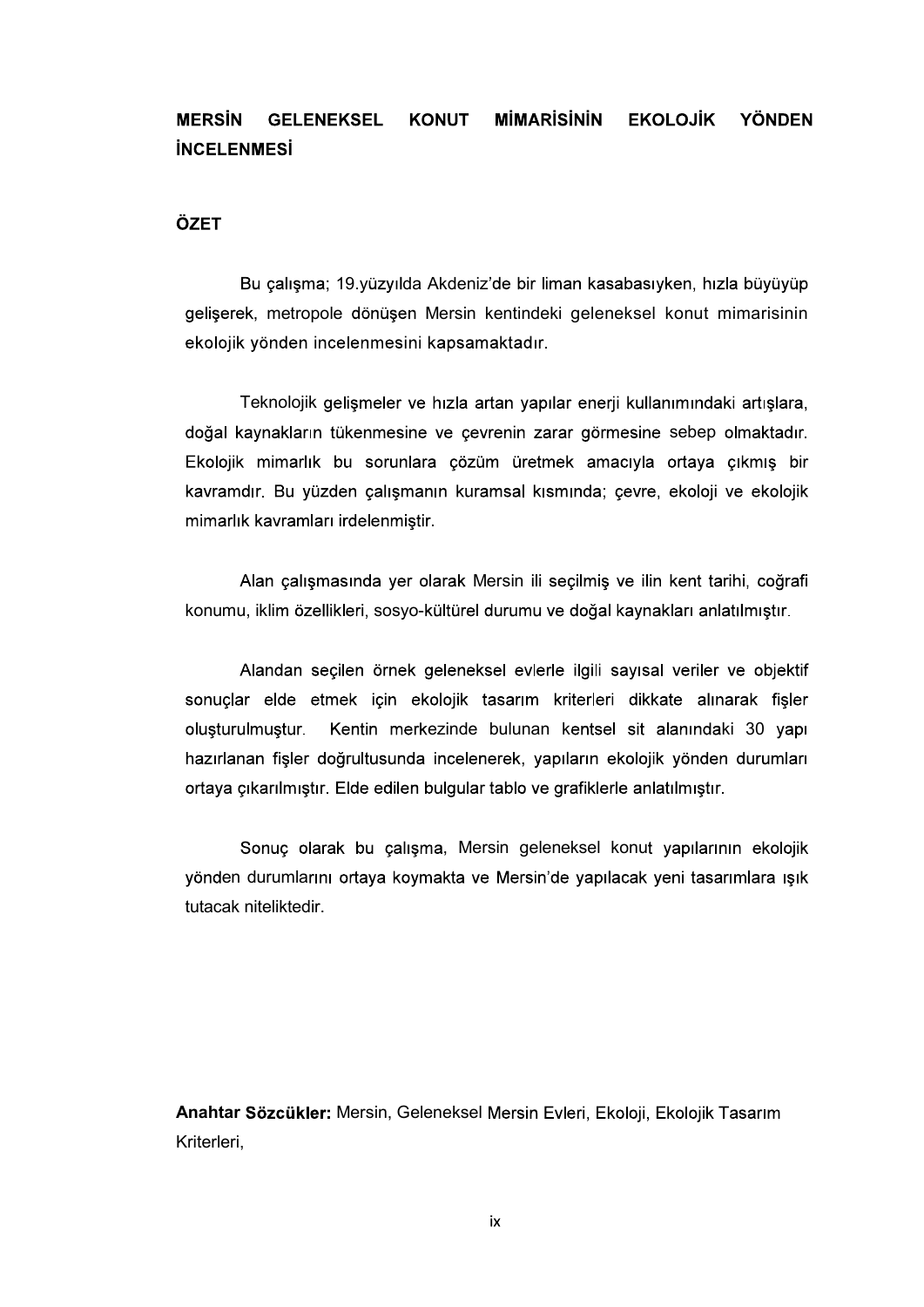# MERSİN GELENEKSEL KONUT MİMARİSİNİN EKOLOJİK YÖNDEN İNCELENMESİ

## ÖZET

Bu çalışma; 19.yüzyılda Akdeniz'de bir liman kasabasıyken, hızla büyüyüp gelişerek, metropole dönüşen Mersin kentindeki geleneksel konut mimarisinin ekolojik yönden incelenmesini kapsamaktadır.

Teknolojik gelişmeler ve hızla artan yapılar enerji kullanımındaki artışlara, doğal kaynakların tükenmesine ve çevrenin zarar görmesine sebep olmaktadır. Ekolojik mimarlık bu sorunlara çözüm üretmek amacıyla ortaya çıkmış bir kavramdır. Bu yüzden çalışmanın kuramsal kısmında; çevre, ekoloji ve ekolojik mimarlık kavramları irdelenmiştir.

Alan çalışmasında yer olarak Mersin ili seçilmiş ve ilin kent tarihi, coğrafi konumu, iklim özellikleri, sosyo-kültürel durumu ve doğal kaynakları anlatılmıştır.

Alandan seçilen örnek geleneksel evlerle ilgili sayısal veriler ve objektif sonuçlar elde etmek için ekolojik tasarım kriterleri dikkate alınarak fişler oluşturulmuştur. Kentin merkezinde bulunan kentsel sit alanındaki 30 yapı hazırlanan fişler doğrultusunda incelenerek, yapıların ekolojik yönden durumları ortaya çıkarılmıştır. Elde edilen bulgular tablo ve grafiklerle anlatılmıştır.

Sonuç olarak bu çalışma, Mersin geleneksel konut yapılarının ekolojik yönden durumlarını ortaya koymakta ve Mersin'de yapılacak yeni tasarımlara ışık tutacak niteliktedir.

**Anahtar Sözcükler:** Mersin, Geleneksel Mersin Evleri, Ekoloji, Ekolojik Tasarım Kriterleri,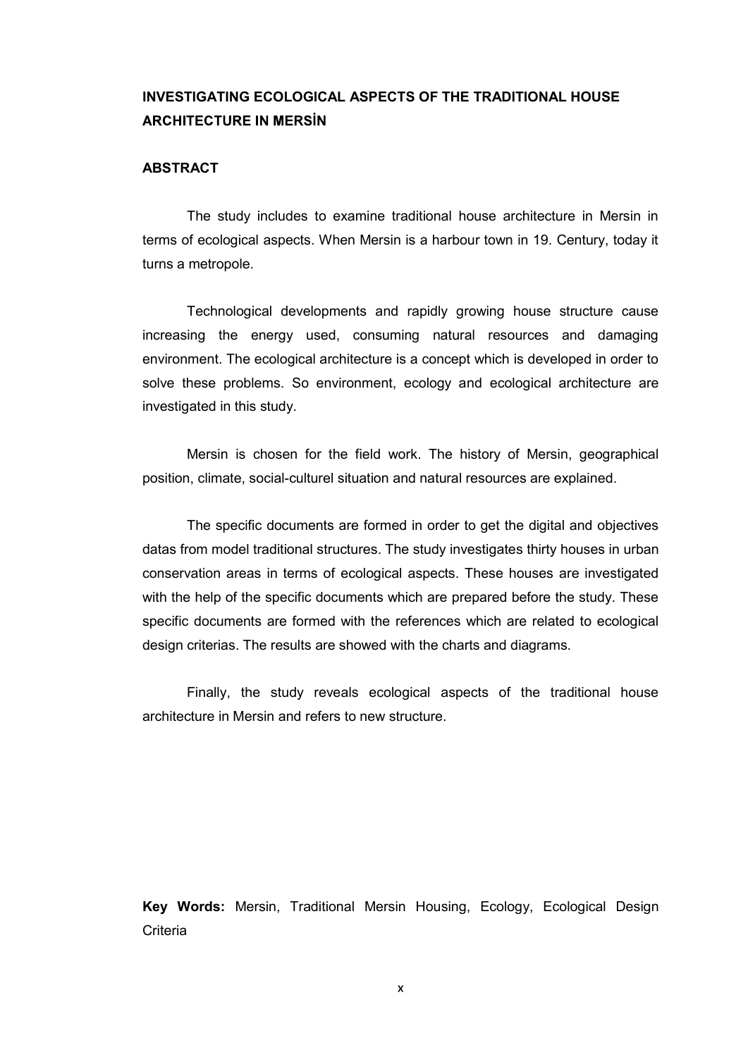## INVESTIGATING ECOLOGICAL ASPECTS OF THE TRADITIONAL HOUSE ARCHITECTURE IN MERSİN

### ABSTRACT

The study includes to examine traditional house architecture in Mersin in terms of ecological aspects. When Mersin is a harbour town in 19. Century, today it turns a metropole.

Technological developments and rapidly growing house structure cause increasing the energy used, consuming natural resources and damaging environment. The ecological architecture is a concept which is developed in order to solve these problems. So environment, ecology and ecological architecture are investigated in this study.

Mersin is chosen for the field work. The history of Mersin, geographical position, climate, social-culturel situation and natural resources are explained.

The specific documents are formed in order to get the digital and objectives datas from model traditional structures. The study investigates thirty houses in urban conservation areas in terms of ecological aspects. These houses are investigated with the help of the specific documents which are prepared before the study. These specific documents are formed with the references which are related to ecological design criterias. The results are showed with the charts and diagrams.

Finally, the study reveals ecological aspects of the traditional house architecture in Mersin and refers to new structure.

**Key Words:** Mersin, Traditional Mersin Housing, Ecology, Ecological Design Criteria